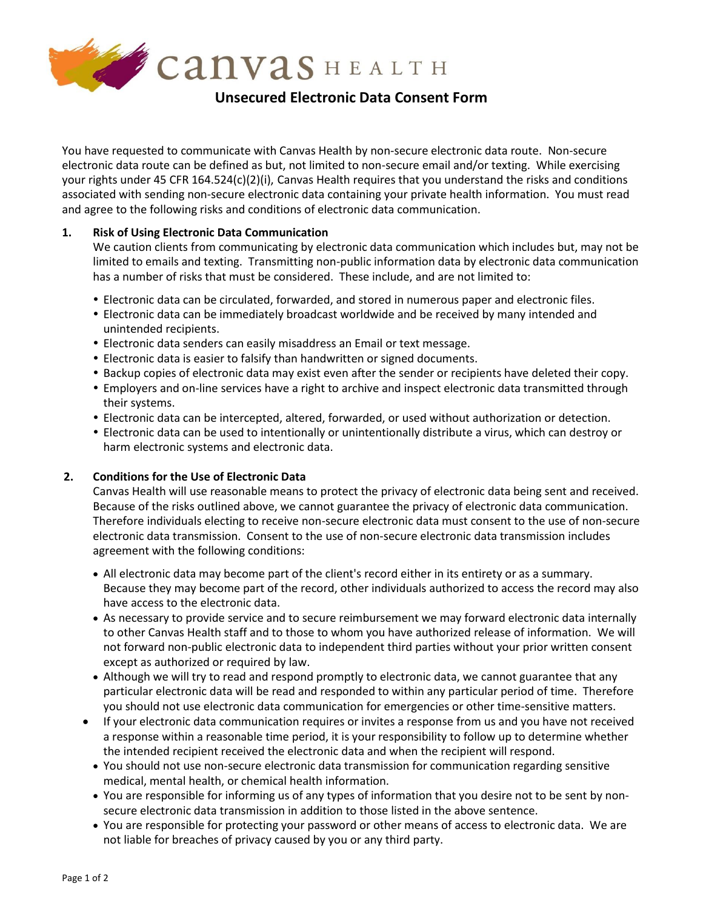Canvas HEALTH

# Unsecured Electronic Data Consent Form

You have requested to communicate with Canvas Health by non-secure electronic data route. Non-secure electronic data route can be defined as but, not limited to non-secure email and/or texting. While exercising your rights under 45 CFR 164.524(c)(2)(i), Canvas Health requires that you understand the risks and conditions associated with sending non-secure electronic data containing your private health information. You must read and agree to the following risks and conditions of electronic data communication.

## 1. Risk of Using Electronic Data Communication

We caution clients from communicating by electronic data communication which includes but, may not be limited to emails and texting. Transmitting non-public information data by electronic data communication has a number of risks that must be considered. These include, and are not limited to:

- Electronic data can be circulated, forwarded, and stored in numerous paper and electronic files.
- Electronic data can be immediately broadcast worldwide and be received by many intended and unintended recipients.
- Electronic data senders can easily misaddress an Email or text message.
- Electronic data is easier to falsify than handwritten or signed documents.
- Backup copies of electronic data may exist even after the sender or recipients have deleted their copy.
- Employers and on-line services have a right to archive and inspect electronic data transmitted through their systems.
- Electronic data can be intercepted, altered, forwarded, or used without authorization or detection.
- Electronic data can be used to intentionally or unintentionally distribute a virus, which can destroy or harm electronic systems and electronic data.

## 2. Conditions for the Use of Electronic Data

Canvas Health will use reasonable means to protect the privacy of electronic data being sent and received. Because of the risks outlined above, we cannot guarantee the privacy of electronic data communication. Therefore individuals electing to receive non-secure electronic data must consent to the use of non-secure electronic data transmission. Consent to the use of non-secure electronic data transmission includes agreement with the following conditions:

- All electronic data may become part of the client's record either in its entirety or as a summary. Because they may become part of the record, other individuals authorized to access the record may also have access to the electronic data.
- As necessary to provide service and to secure reimbursement we may forward electronic data internally to other Canvas Health staff and to those to whom you have authorized release of information. We will not forward non-public electronic data to independent third parties without your prior written consent except as authorized or required by law.
- Although we will try to read and respond promptly to electronic data, we cannot guarantee that any particular electronic data will be read and responded to within any particular period of time. Therefore you should not use electronic data communication for emergencies or other time-sensitive matters.
- If your electronic data communication requires or invites a response from us and you have not received a response within a reasonable time period, it is your responsibility to follow up to determine whether the intended recipient received the electronic data and when the recipient will respond.
- You should not use non-secure electronic data transmission for communication regarding sensitive medical, mental health, or chemical health information.
- You are responsible for informing us of any types of information that you desire not to be sent by non-secure electronic data transmission in addition to those listed in the above sentence.
- You are responsible for protecting your password or other means of access to electronic data. We are not liable for breaches of privacy caused by you or any third party.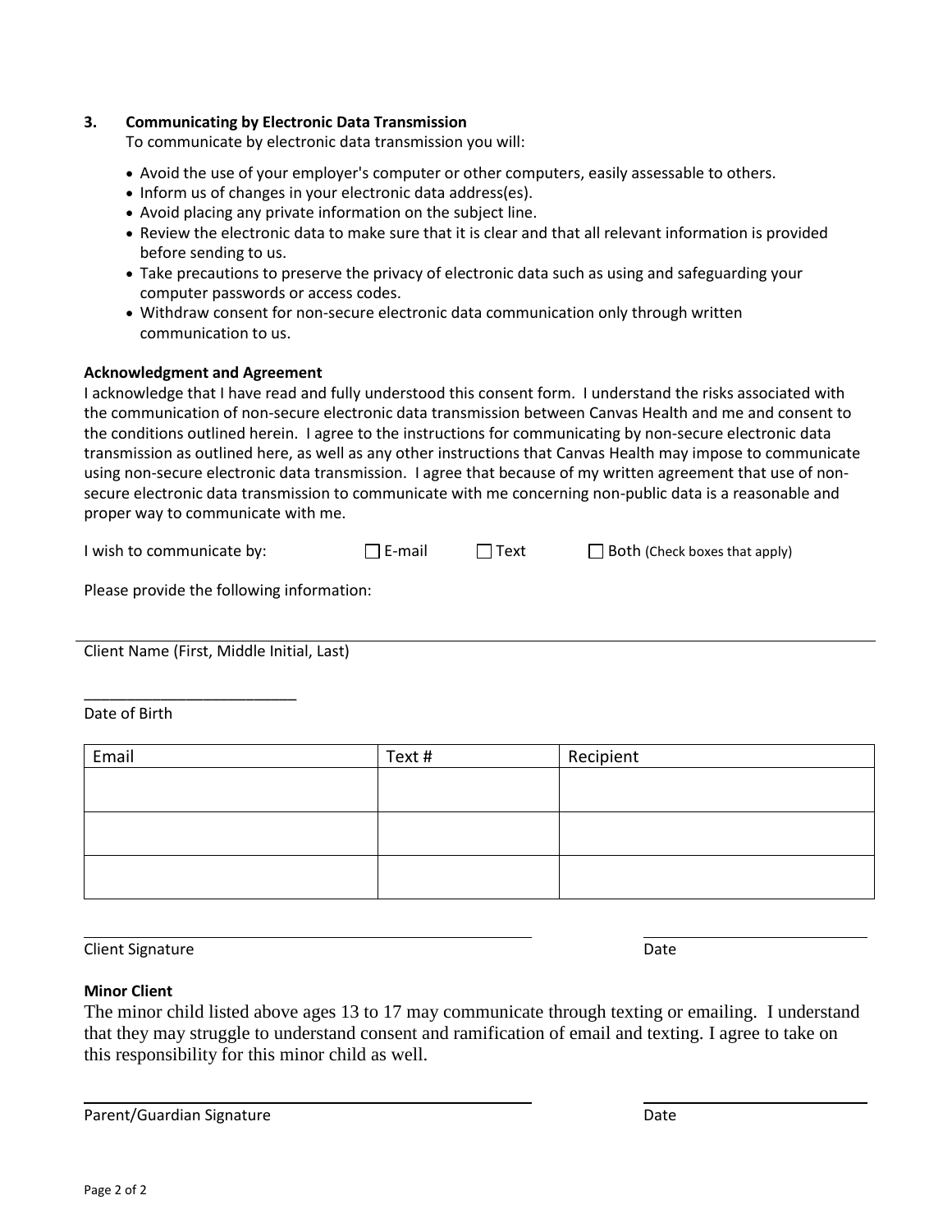**3. Communicating by Electronic Data Transmission**

To communicate by electronic data transmission you will:

- Avoid the use of your employer's computer or other computers, easily assessable to others.
- Inform us of changes in your electronic data address(es).
- Avoid placing any private information on the subject line.
- Review the electronic data to make sure that it is clear and that all relevant information is provided before sending to us.
- Take precautions to preserve the privacy of electronic data such as using and safeguarding your computer passwords or access codes.
- Withdraw consent for non-secure electronic data communication only through written communication to us.

**Acknowledgment and Agreement**

I acknowledge that I have read and fully understood this consent form. I understand the risks associated with the communication of non-secure electronic data transmission between Canvas Health and me and consent to the conditions outlined herein. I agree to the instructions for communicating by non-secure electronic data transmission as outlined here, as well as any other instructions that Canvas Health may impose to communicate using non-secure electronic data transmission. I agree that because of my written agreement that use of non-secure electronic data transmission to communicate with me concerning non-public data is a reasonable and proper way to communicate with me.

I wish to communicate by: ☐ E-mail ☐ Text ☐ Both (Check boxes that apply)

Please provide the following information:

______________________________________________

Client Name (First, Middle Initial, Last)

_________________________

Date of Birth

| Email | Text # | Recipient |
|---|---|---|
| | | |
| | | |
| | | |

______________________________________________ ____________________

Client Signature Date

**Minor Client**

The minor child listed above ages 13 to 17 may communicate through texting or emailing. I understand that they may struggle to understand consent and ramification of email and texting. I agree to take on this responsibility for this minor child as well.

______________________________________________ ____________________

Parent/Guardian Signature Date